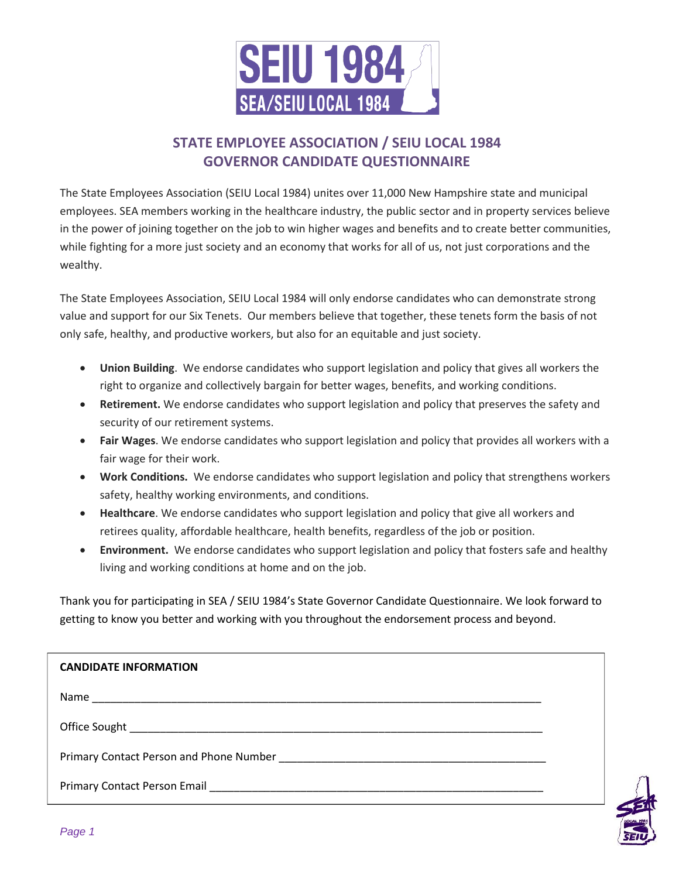# STATE EMPLOYEE ASSOCIATION / SEIU LOCAL 1984
# GOVERNOR CANDIDATE QUESTIONNAIRE

The State Employees Association (SEIU Local 1984) unites over 11,000 New Hampshire state and municipal employees. SEA members working in the healthcare industry, the public sector and in property services believe in the power of joining together on the job to win higher wages and benefits and to create better communities, while fighting for a more just society and an economy that works for all of us, not just corporations and the wealthy.

The State Employees Association, SEIU Local 1984 will only endorse candidates who can demonstrate strong value and support for our Six Tenets. Our members believe that together, these tenets form the basis of not only safe, healthy, and productive workers, but also for an equitable and just society.

- **Union Building**. We endorse candidates who support legislation and policy that gives all workers the right to organize and collectively bargain for better wages, benefits, and working conditions.
- **Retirement.** We endorse candidates who support legislation and policy that preserves the safety and security of our retirement systems.
- **Fair Wages**. We endorse candidates who support legislation and policy that provides all workers with a fair wage for their work.
- **Work Conditions.** We endorse candidates who support legislation and policy that strengthens workers safety, healthy working environments, and conditions.
- **Healthcare**. We endorse candidates who support legislation and policy that give all workers and retirees quality, affordable healthcare, health benefits, regardless of the job or position.
- **Environment.** We endorse candidates who support legislation and policy that fosters safe and healthy living and working conditions at home and on the job.

Thank you for participating in SEA / SEIU 1984's State Governor Candidate Questionnaire. We look forward to getting to know you better and working with you throughout the endorsement process and beyond.

**CANDIDATE INFORMATION**

Name ______________________________________________

Office Sought ______________________________________________

Primary Contact Person and Phone Number ______________________________________________

Primary Contact Person Email ______________________________________________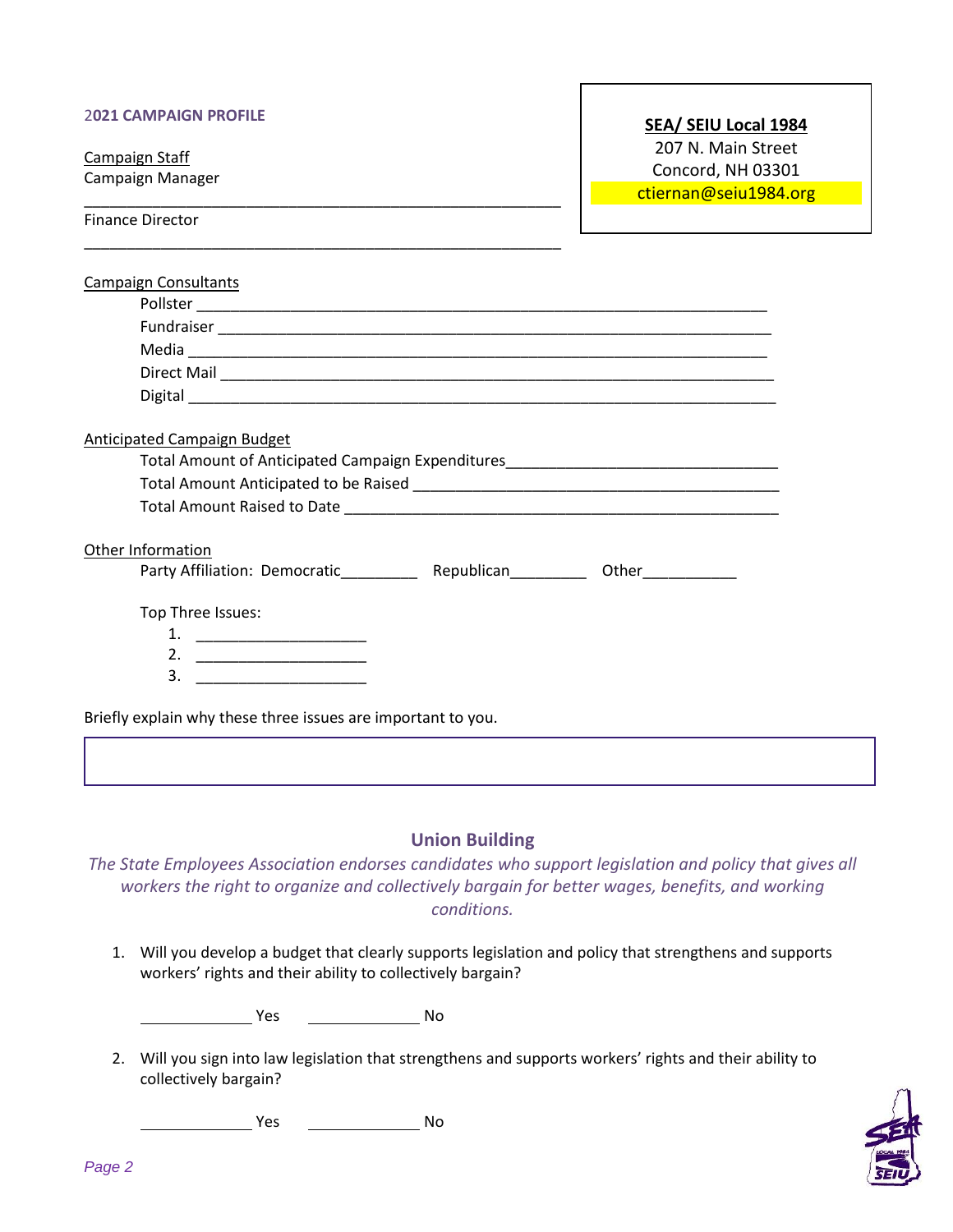2021 CAMPAIGN PROFILE

**SEA/ SEIU Local 1984**
207 N. Main Street
Concord, NH 03301
ctiernan@seiu1984.org

Campaign Staff
Campaign Manager
_______________________________________________________

Finance Director
_______________________________________________________

Campaign Consultants

Pollster _______________________________________________________________

Fundraiser _____________________________________________________________

Media _________________________________________________________________

Direct Mail _____________________________________________________________

Digital _________________________________________________________________

Anticipated Campaign Budget

Total Amount of Anticipated Campaign Expenditures_____________________________

Total Amount Anticipated to be Raised ________________________________________

Total Amount Raised to Date ________________________________________________

Other Information

Party Affiliation: Democratic_________ Republican_________ Other___________

Top Three Issues:

1. ____________________
2. ____________________
3. ____________________

Briefly explain why these three issues are important to you.

## Union Building

*The State Employees Association endorses candidates who support legislation and policy that gives all workers the right to organize and collectively bargain for better wages, benefits, and working conditions.*

1. Will you develop a budget that clearly supports legislation and policy that strengthens and supports workers' rights and their ability to collectively bargain?

   ____________ Yes ____________ No

2. Will you sign into law legislation that strengthens and supports workers' rights and their ability to collectively bargain?

   ____________ Yes ____________ No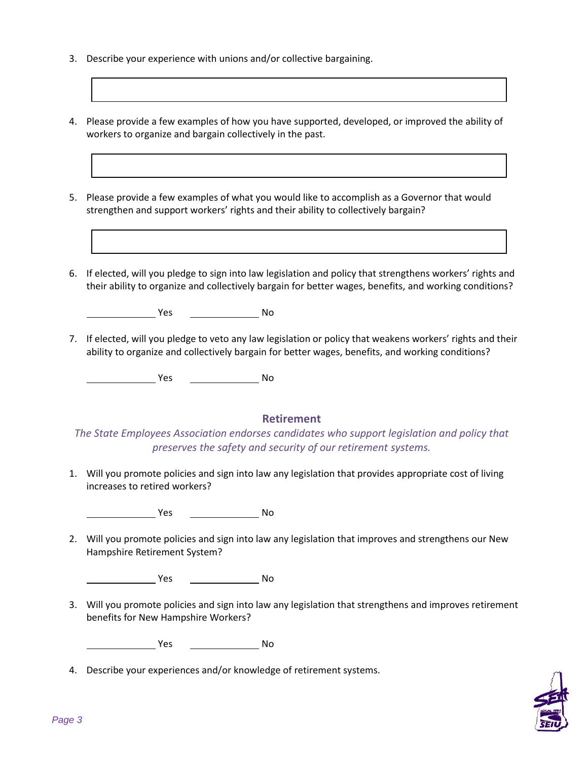3. Describe your experience with unions and/or collective bargaining.

4. Please provide a few examples of how you have supported, developed, or improved the ability of workers to organize and bargain collectively in the past.

5. Please provide a few examples of what you would like to accomplish as a Governor that would strengthen and support workers' rights and their ability to collectively bargain?

6. If elected, will you pledge to sign into law legislation and policy that strengthens workers' rights and their ability to organize and collectively bargain for better wages, benefits, and working conditions?

   ______ Yes ______ No

7. If elected, will you pledge to veto any law legislation or policy that weakens workers' rights and their ability to organize and collectively bargain for better wages, benefits, and working conditions?

   ______ Yes ______ No

## Retirement

*The State Employees Association endorses candidates who support legislation and policy that preserves the safety and security of our retirement systems.*

1. Will you promote policies and sign into law any legislation that provides appropriate cost of living increases to retired workers?

   ______ Yes ______ No

2. Will you promote policies and sign into law any legislation that improves and strengthens our New Hampshire Retirement System?

   ______ Yes ______ No

3. Will you promote policies and sign into law any legislation that strengthens and improves retirement benefits for New Hampshire Workers?

   ______ Yes ______ No

4. Describe your experiences and/or knowledge of retirement systems.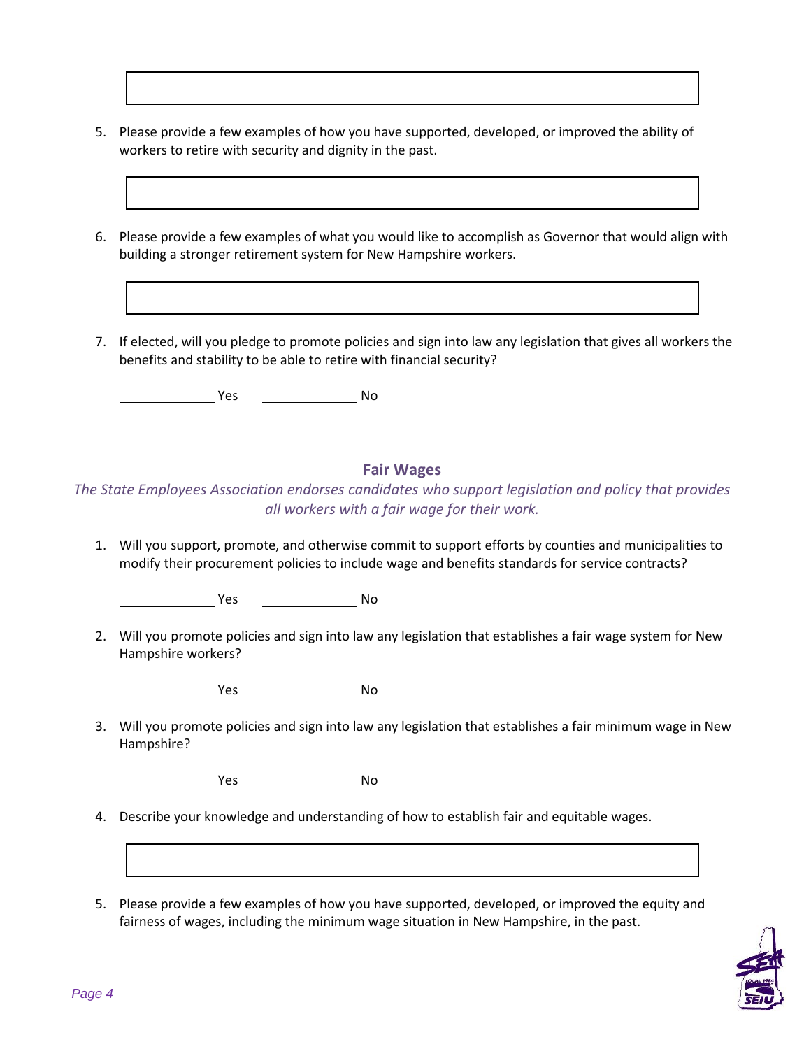5. Please provide a few examples of how you have supported, developed, or improved the ability of workers to retire with security and dignity in the past.

6. Please provide a few examples of what you would like to accomplish as Governor that would align with building a stronger retirement system for New Hampshire workers.

7. If elected, will you pledge to promote policies and sign into law any legislation that gives all workers the benefits and stability to be able to retire with financial security?

   _____ Yes _____ No

## Fair Wages

*The State Employees Association endorses candidates who support legislation and policy that provides all workers with a fair wage for their work.*

1. Will you support, promote, and otherwise commit to support efforts by counties and municipalities to modify their procurement policies to include wage and benefits standards for service contracts?

   _____ Yes _____ No

2. Will you promote policies and sign into law any legislation that establishes a fair wage system for New Hampshire workers?

   _____ Yes _____ No

3. Will you promote policies and sign into law any legislation that establishes a fair minimum wage in New Hampshire?

   _____ Yes _____ No

4. Describe your knowledge and understanding of how to establish fair and equitable wages.

5. Please provide a few examples of how you have supported, developed, or improved the equity and fairness of wages, including the minimum wage situation in New Hampshire, in the past.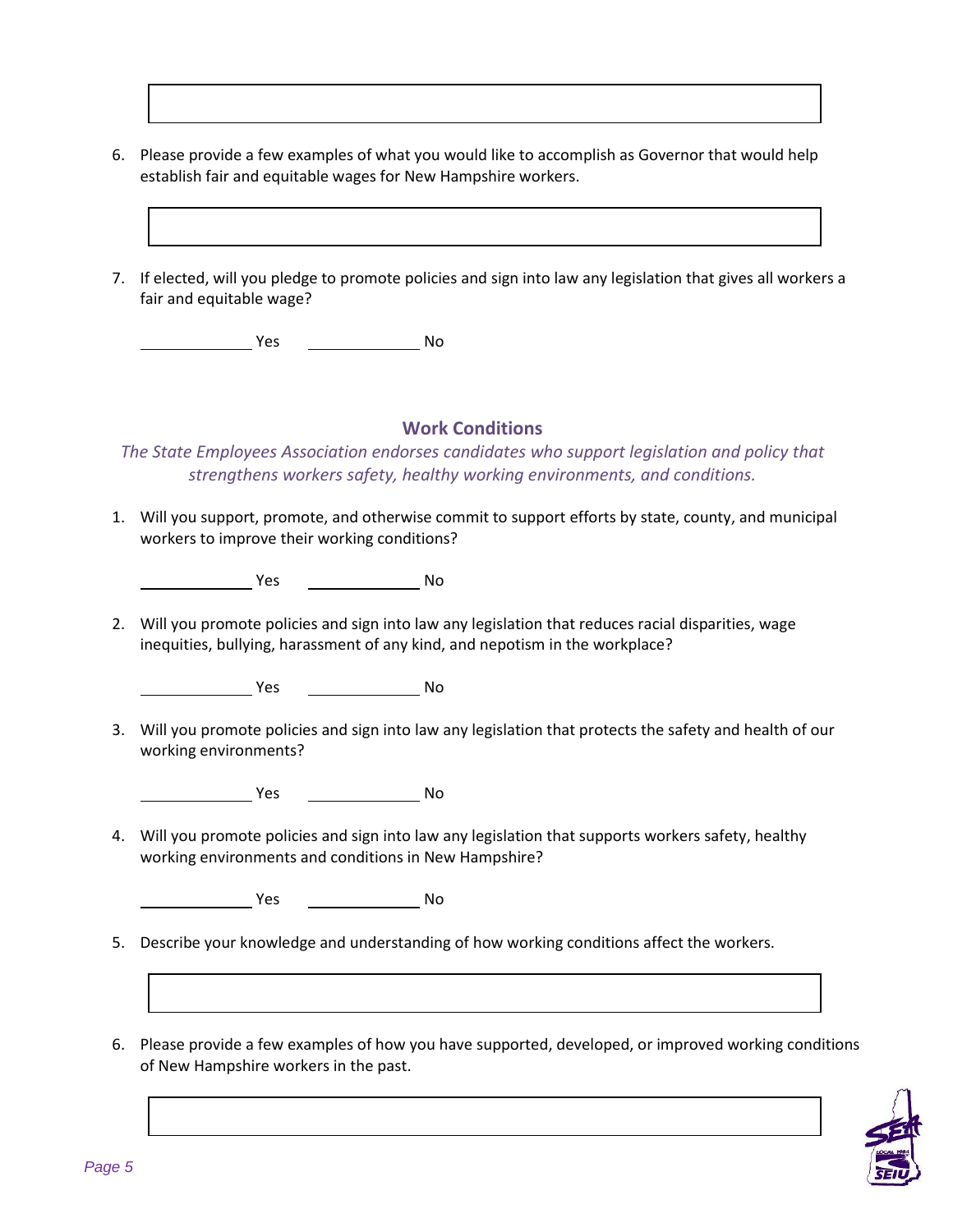6. Please provide a few examples of what you would like to accomplish as Governor that would help establish fair and equitable wages for New Hampshire workers.

7. If elected, will you pledge to promote policies and sign into law any legislation that gives all workers a fair and equitable wage?

   ______ Yes ______ No

## Work Conditions

*The State Employees Association endorses candidates who support legislation and policy that strengthens workers safety, healthy working environments, and conditions.*

1. Will you support, promote, and otherwise commit to support efforts by state, county, and municipal workers to improve their working conditions?

   ______ Yes ______ No

2. Will you promote policies and sign into law any legislation that reduces racial disparities, wage inequities, bullying, harassment of any kind, and nepotism in the workplace?

   ______ Yes ______ No

3. Will you promote policies and sign into law any legislation that protects the safety and health of our working environments?

   ______ Yes ______ No

4. Will you promote policies and sign into law any legislation that supports workers safety, healthy working environments and conditions in New Hampshire?

   ______ Yes ______ No

5. Describe your knowledge and understanding of how working conditions affect the workers.

6. Please provide a few examples of how you have supported, developed, or improved working conditions of New Hampshire workers in the past.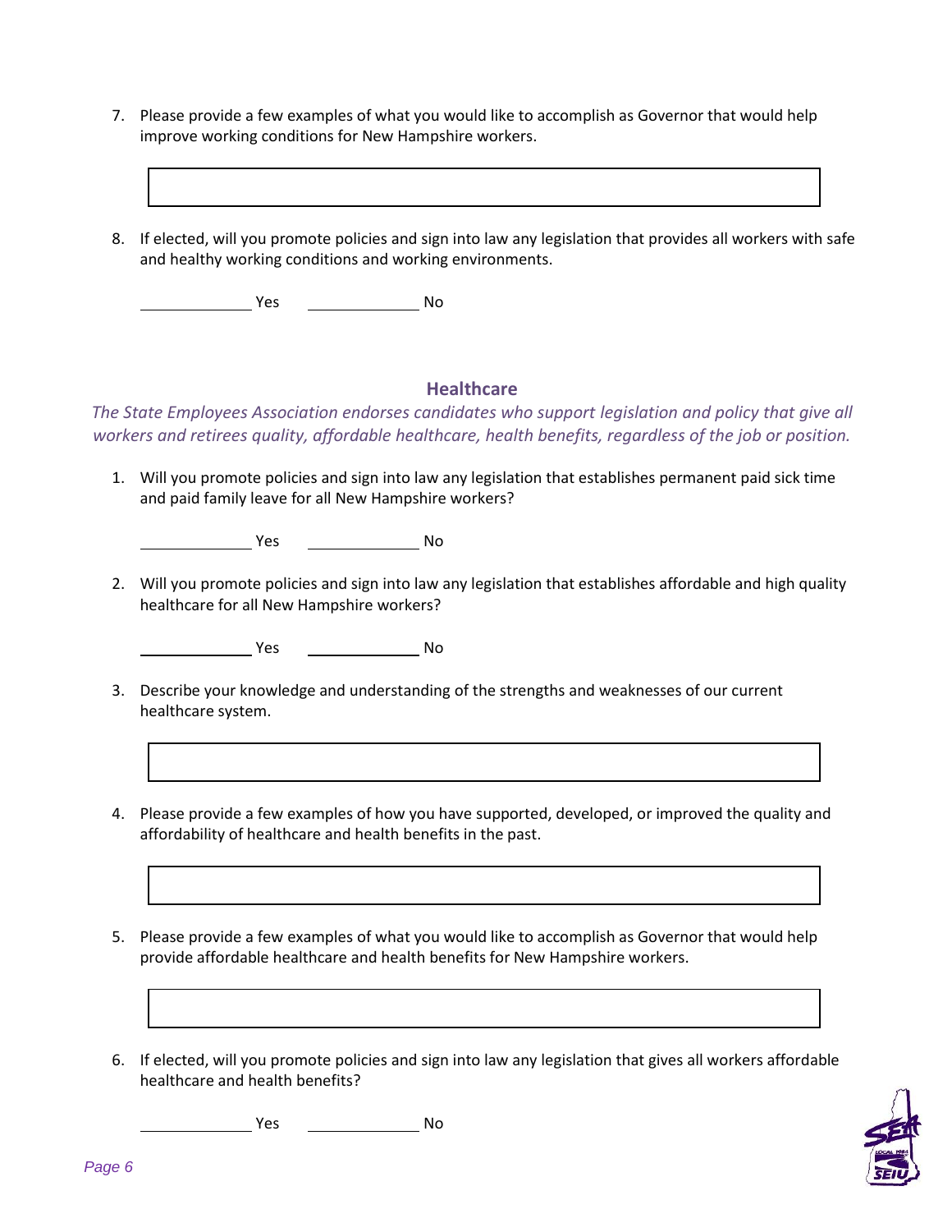7. Please provide a few examples of what you would like to accomplish as Governor that would help improve working conditions for New Hampshire workers.

8. If elected, will you promote policies and sign into law any legislation that provides all workers with safe and healthy working conditions and working environments.

   ______________ Yes ______________ No

## Healthcare

*The State Employees Association endorses candidates who support legislation and policy that give all workers and retirees quality, affordable healthcare, health benefits, regardless of the job or position.*

1. Will you promote policies and sign into law any legislation that establishes permanent paid sick time and paid family leave for all New Hampshire workers?

   ______________ Yes ______________ No

2. Will you promote policies and sign into law any legislation that establishes affordable and high quality healthcare for all New Hampshire workers?

   ______________ Yes ______________ No

3. Describe your knowledge and understanding of the strengths and weaknesses of our current healthcare system.

4. Please provide a few examples of how you have supported, developed, or improved the quality and affordability of healthcare and health benefits in the past.

5. Please provide a few examples of what you would like to accomplish as Governor that would help provide affordable healthcare and health benefits for New Hampshire workers.

6. If elected, will you promote policies and sign into law any legislation that gives all workers affordable healthcare and health benefits?

   ______________ Yes ______________ No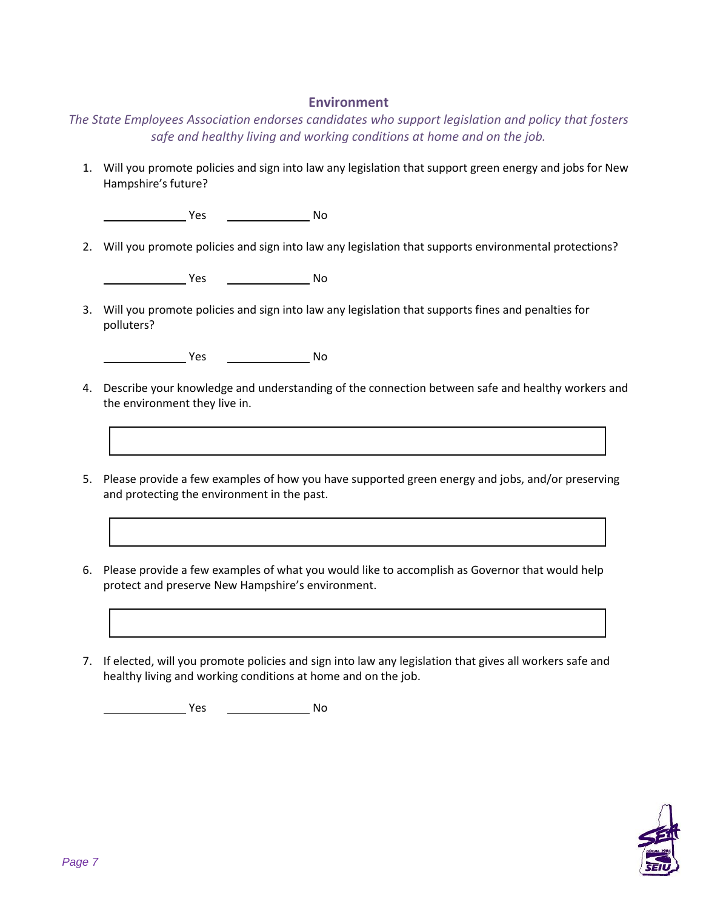## Environment

*The State Employees Association endorses candidates who support legislation and policy that fosters safe and healthy living and working conditions at home and on the job.*

1. Will you promote policies and sign into law any legislation that support green energy and jobs for New Hampshire's future?

   ______ Yes ______ No

2. Will you promote policies and sign into law any legislation that supports environmental protections?

   ______ Yes ______ No

3. Will you promote policies and sign into law any legislation that supports fines and penalties for polluters?

   ______ Yes ______ No

4. Describe your knowledge and understanding of the connection between safe and healthy workers and the environment they live in.

5. Please provide a few examples of how you have supported green energy and jobs, and/or preserving and protecting the environment in the past.

6. Please provide a few examples of what you would like to accomplish as Governor that would help protect and preserve New Hampshire's environment.

7. If elected, will you promote policies and sign into law any legislation that gives all workers safe and healthy living and working conditions at home and on the job.

   ______ Yes ______ No